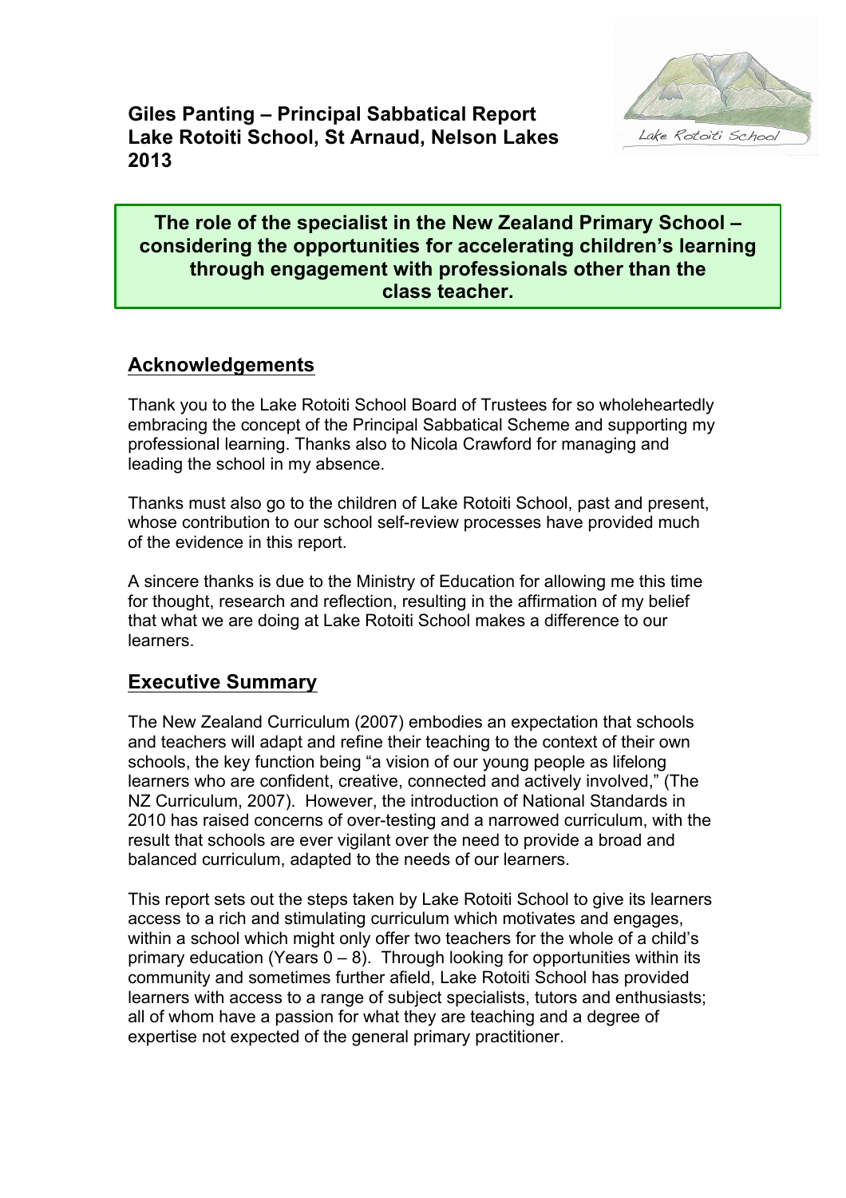**Giles Panting – Principal Sabbatical Report**
**Lake Rotoiti School, St Arnaud, Nelson Lakes**
**2013**

**The role of the specialist in the New Zealand Primary School – considering the opportunities for accelerating children's learning through engagement with professionals other than the class teacher.**

## Acknowledgements

Thank you to the Lake Rotoiti School Board of Trustees for so wholeheartedly embracing the concept of the Principal Sabbatical Scheme and supporting my professional learning. Thanks also to Nicola Crawford for managing and leading the school in my absence.

Thanks must also go to the children of Lake Rotoiti School, past and present, whose contribution to our school self-review processes have provided much of the evidence in this report.

A sincere thanks is due to the Ministry of Education for allowing me this time for thought, research and reflection, resulting in the affirmation of my belief that what we are doing at Lake Rotoiti School makes a difference to our learners.

## Executive Summary

The New Zealand Curriculum (2007) embodies an expectation that schools and teachers will adapt and refine their teaching to the context of their own schools, the key function being "a vision of our young people as lifelong learners who are confident, creative, connected and actively involved," (The NZ Curriculum, 2007). However, the introduction of National Standards in 2010 has raised concerns of over-testing and a narrowed curriculum, with the result that schools are ever vigilant over the need to provide a broad and balanced curriculum, adapted to the needs of our learners.

This report sets out the steps taken by Lake Rotoiti School to give its learners access to a rich and stimulating curriculum which motivates and engages, within a school which might only offer two teachers for the whole of a child's primary education (Years 0 – 8). Through looking for opportunities within its community and sometimes further afield, Lake Rotoiti School has provided learners with access to a range of subject specialists, tutors and enthusiasts; all of whom have a passion for what they are teaching and a degree of expertise not expected of the general primary practitioner.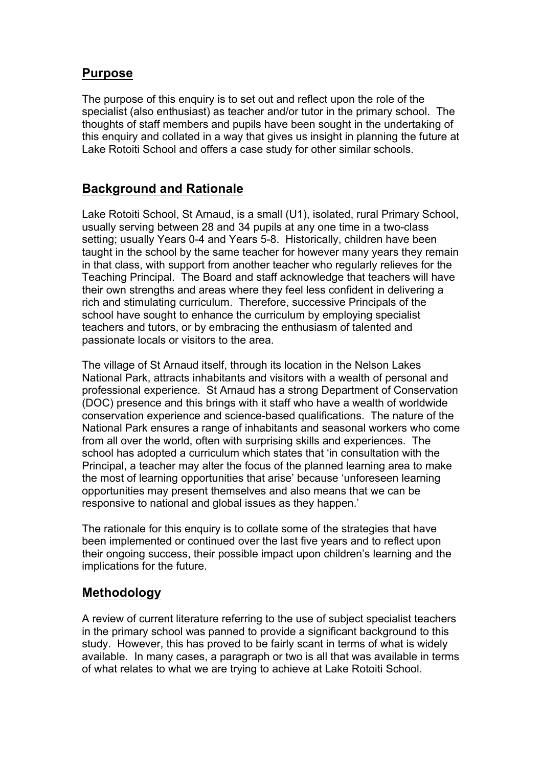## Purpose

The purpose of this enquiry is to set out and reflect upon the role of the specialist (also enthusiast) as teacher and/or tutor in the primary school. The thoughts of staff members and pupils have been sought in the undertaking of this enquiry and collated in a way that gives us insight in planning the future at Lake Rotoiti School and offers a case study for other similar schools.

## Background and Rationale

Lake Rotoiti School, St Arnaud, is a small (U1), isolated, rural Primary School, usually serving between 28 and 34 pupils at any one time in a two-class setting; usually Years 0-4 and Years 5-8. Historically, children have been taught in the school by the same teacher for however many years they remain in that class, with support from another teacher who regularly relieves for the Teaching Principal. The Board and staff acknowledge that teachers will have their own strengths and areas where they feel less confident in delivering a rich and stimulating curriculum. Therefore, successive Principals of the school have sought to enhance the curriculum by employing specialist teachers and tutors, or by embracing the enthusiasm of talented and passionate locals or visitors to the area.

The village of St Arnaud itself, through its location in the Nelson Lakes National Park, attracts inhabitants and visitors with a wealth of personal and professional experience. St Arnaud has a strong Department of Conservation (DOC) presence and this brings with it staff who have a wealth of worldwide conservation experience and science-based qualifications. The nature of the National Park ensures a range of inhabitants and seasonal workers who come from all over the world, often with surprising skills and experiences. The school has adopted a curriculum which states that 'in consultation with the Principal, a teacher may alter the focus of the planned learning area to make the most of learning opportunities that arise' because 'unforeseen learning opportunities may present themselves and also means that we can be responsive to national and global issues as they happen.'

The rationale for this enquiry is to collate some of the strategies that have been implemented or continued over the last five years and to reflect upon their ongoing success, their possible impact upon children's learning and the implications for the future.

## Methodology

A review of current literature referring to the use of subject specialist teachers in the primary school was panned to provide a significant background to this study. However, this has proved to be fairly scant in terms of what is widely available. In many cases, a paragraph or two is all that was available in terms of what relates to what we are trying to achieve at Lake Rotoiti School.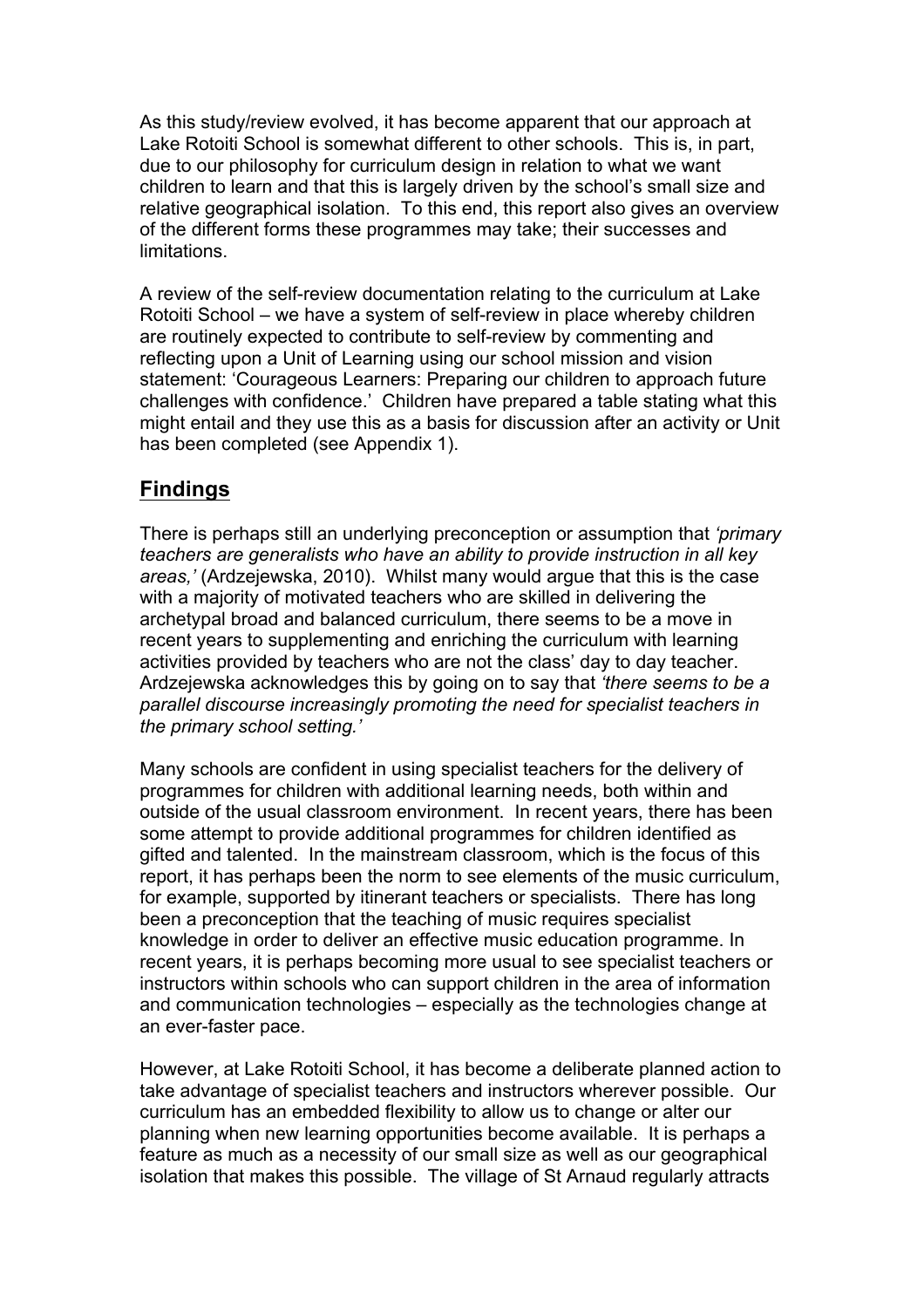As this study/review evolved, it has become apparent that our approach at Lake Rotoiti School is somewhat different to other schools. This is, in part, due to our philosophy for curriculum design in relation to what we want children to learn and that this is largely driven by the school's small size and relative geographical isolation. To this end, this report also gives an overview of the different forms these programmes may take; their successes and limitations.

A review of the self-review documentation relating to the curriculum at Lake Rotoiti School – we have a system of self-review in place whereby children are routinely expected to contribute to self-review by commenting and reflecting upon a Unit of Learning using our school mission and vision statement: 'Courageous Learners: Preparing our children to approach future challenges with confidence.' Children have prepared a table stating what this might entail and they use this as a basis for discussion after an activity or Unit has been completed (see Appendix 1).

## Findings

There is perhaps still an underlying preconception or assumption that *'primary teachers are generalists who have an ability to provide instruction in all key areas,'* (Ardzejewska, 2010). Whilst many would argue that this is the case with a majority of motivated teachers who are skilled in delivering the archetypal broad and balanced curriculum, there seems to be a move in recent years to supplementing and enriching the curriculum with learning activities provided by teachers who are not the class' day to day teacher. Ardzejewska acknowledges this by going on to say that *'there seems to be a parallel discourse increasingly promoting the need for specialist teachers in the primary school setting.'*

Many schools are confident in using specialist teachers for the delivery of programmes for children with additional learning needs, both within and outside of the usual classroom environment. In recent years, there has been some attempt to provide additional programmes for children identified as gifted and talented. In the mainstream classroom, which is the focus of this report, it has perhaps been the norm to see elements of the music curriculum, for example, supported by itinerant teachers or specialists. There has long been a preconception that the teaching of music requires specialist knowledge in order to deliver an effective music education programme. In recent years, it is perhaps becoming more usual to see specialist teachers or instructors within schools who can support children in the area of information and communication technologies – especially as the technologies change at an ever-faster pace.

However, at Lake Rotoiti School, it has become a deliberate planned action to take advantage of specialist teachers and instructors wherever possible. Our curriculum has an embedded flexibility to allow us to change or alter our planning when new learning opportunities become available. It is perhaps a feature as much as a necessity of our small size as well as our geographical isolation that makes this possible. The village of St Arnaud regularly attracts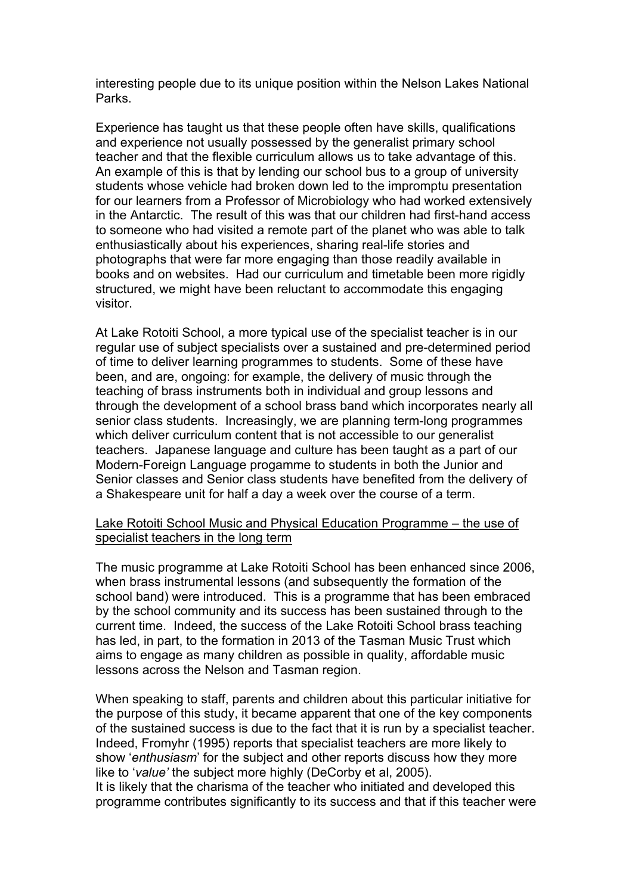interesting people due to its unique position within the Nelson Lakes National Parks.

Experience has taught us that these people often have skills, qualifications and experience not usually possessed by the generalist primary school teacher and that the flexible curriculum allows us to take advantage of this. An example of this is that by lending our school bus to a group of university students whose vehicle had broken down led to the impromptu presentation for our learners from a Professor of Microbiology who had worked extensively in the Antarctic. The result of this was that our children had first-hand access to someone who had visited a remote part of the planet who was able to talk enthusiastically about his experiences, sharing real-life stories and photographs that were far more engaging than those readily available in books and on websites. Had our curriculum and timetable been more rigidly structured, we might have been reluctant to accommodate this engaging visitor.

At Lake Rotoiti School, a more typical use of the specialist teacher is in our regular use of subject specialists over a sustained and pre-determined period of time to deliver learning programmes to students. Some of these have been, and are, ongoing: for example, the delivery of music through the teaching of brass instruments both in individual and group lessons and through the development of a school brass band which incorporates nearly all senior class students. Increasingly, we are planning term-long programmes which deliver curriculum content that is not accessible to our generalist teachers. Japanese language and culture has been taught as a part of our Modern-Foreign Language progamme to students in both the Junior and Senior classes and Senior class students have benefited from the delivery of a Shakespeare unit for half a day a week over the course of a term.

<u>Lake Rotoiti School Music and Physical Education Programme – the use of specialist teachers in the long term</u>

The music programme at Lake Rotoiti School has been enhanced since 2006, when brass instrumental lessons (and subsequently the formation of the school band) were introduced. This is a programme that has been embraced by the school community and its success has been sustained through to the current time. Indeed, the success of the Lake Rotoiti School brass teaching has led, in part, to the formation in 2013 of the Tasman Music Trust which aims to engage as many children as possible in quality, affordable music lessons across the Nelson and Tasman region.

When speaking to staff, parents and children about this particular initiative for the purpose of this study, it became apparent that one of the key components of the sustained success is due to the fact that it is run by a specialist teacher. Indeed, Fromyhr (1995) reports that specialist teachers are more likely to show '*enthusiasm*' for the subject and other reports discuss how they more like to '*value'* the subject more highly (DeCorby et al, 2005).
It is likely that the charisma of the teacher who initiated and developed this programme contributes significantly to its success and that if this teacher were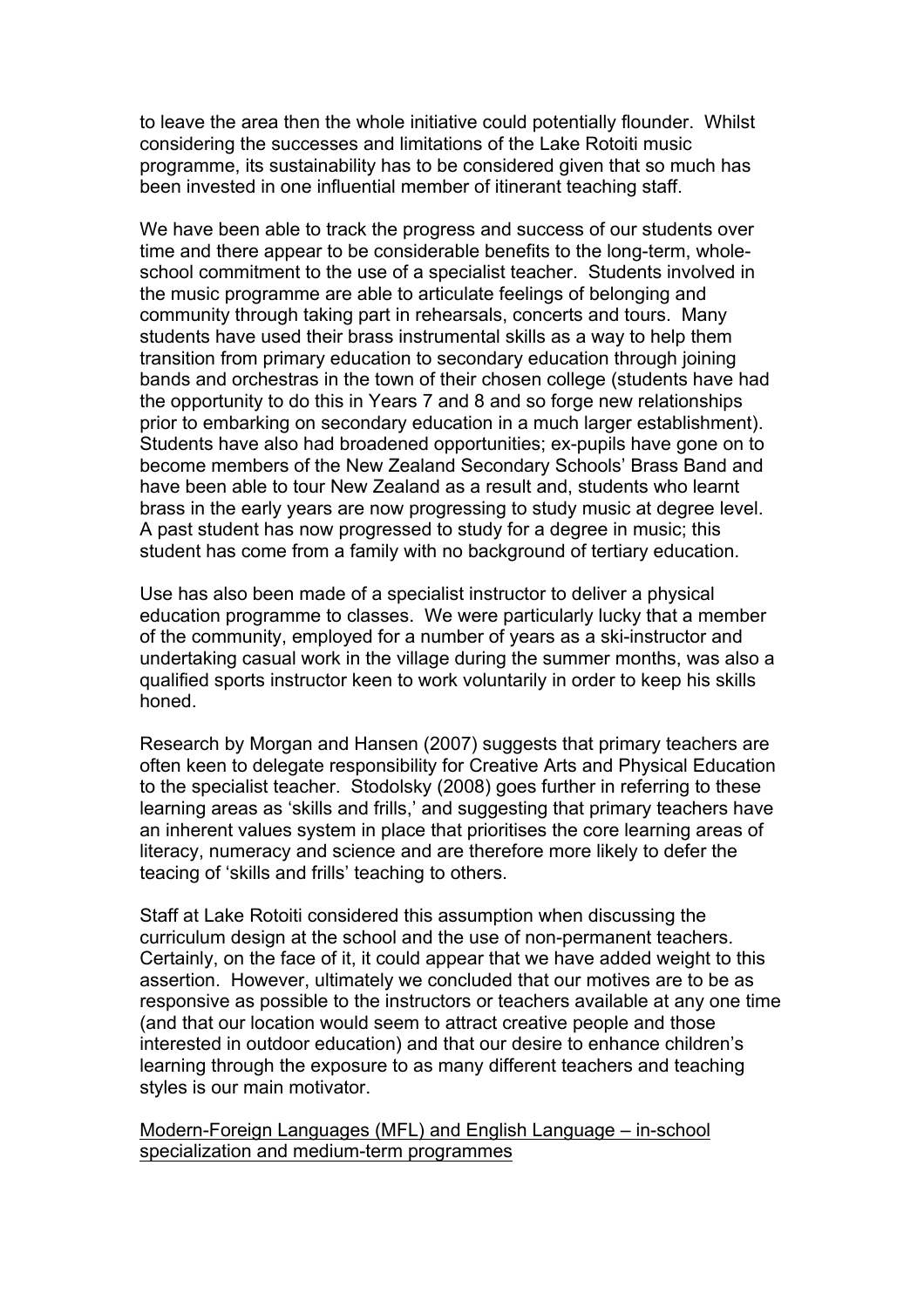to leave the area then the whole initiative could potentially flounder. Whilst considering the successes and limitations of the Lake Rotoiti music programme, its sustainability has to be considered given that so much has been invested in one influential member of itinerant teaching staff.

We have been able to track the progress and success of our students over time and there appear to be considerable benefits to the long-term, whole-school commitment to the use of a specialist teacher. Students involved in the music programme are able to articulate feelings of belonging and community through taking part in rehearsals, concerts and tours. Many students have used their brass instrumental skills as a way to help them transition from primary education to secondary education through joining bands and orchestras in the town of their chosen college (students have had the opportunity to do this in Years 7 and 8 and so forge new relationships prior to embarking on secondary education in a much larger establishment). Students have also had broadened opportunities; ex-pupils have gone on to become members of the New Zealand Secondary Schools' Brass Band and have been able to tour New Zealand as a result and, students who learnt brass in the early years are now progressing to study music at degree level. A past student has now progressed to study for a degree in music; this student has come from a family with no background of tertiary education.

Use has also been made of a specialist instructor to deliver a physical education programme to classes. We were particularly lucky that a member of the community, employed for a number of years as a ski-instructor and undertaking casual work in the village during the summer months, was also a qualified sports instructor keen to work voluntarily in order to keep his skills honed.

Research by Morgan and Hansen (2007) suggests that primary teachers are often keen to delegate responsibility for Creative Arts and Physical Education to the specialist teacher. Stodolsky (2008) goes further in referring to these learning areas as 'skills and frills,' and suggesting that primary teachers have an inherent values system in place that prioritises the core learning areas of literacy, numeracy and science and are therefore more likely to defer the teacing of 'skills and frills' teaching to others.

Staff at Lake Rotoiti considered this assumption when discussing the curriculum design at the school and the use of non-permanent teachers. Certainly, on the face of it, it could appear that we have added weight to this assertion. However, ultimately we concluded that our motives are to be as responsive as possible to the instructors or teachers available at any one time (and that our location would seem to attract creative people and those interested in outdoor education) and that our desire to enhance children's learning through the exposure to as many different teachers and teaching styles is our main motivator.

<u>Modern-Foreign Languages (MFL) and English Language – in-school specialization and medium-term programmes</u>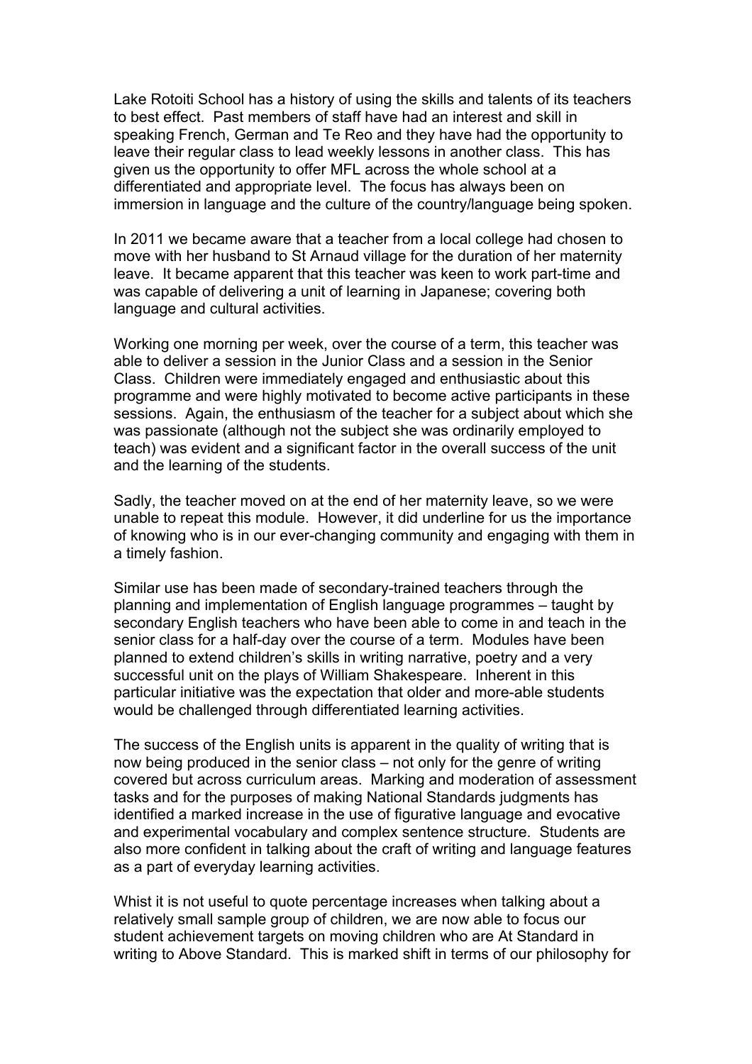Lake Rotoiti School has a history of using the skills and talents of its teachers to best effect. Past members of staff have had an interest and skill in speaking French, German and Te Reo and they have had the opportunity to leave their regular class to lead weekly lessons in another class. This has given us the opportunity to offer MFL across the whole school at a differentiated and appropriate level. The focus has always been on immersion in language and the culture of the country/language being spoken.

In 2011 we became aware that a teacher from a local college had chosen to move with her husband to St Arnaud village for the duration of her maternity leave. It became apparent that this teacher was keen to work part-time and was capable of delivering a unit of learning in Japanese; covering both language and cultural activities.

Working one morning per week, over the course of a term, this teacher was able to deliver a session in the Junior Class and a session in the Senior Class. Children were immediately engaged and enthusiastic about this programme and were highly motivated to become active participants in these sessions. Again, the enthusiasm of the teacher for a subject about which she was passionate (although not the subject she was ordinarily employed to teach) was evident and a significant factor in the overall success of the unit and the learning of the students.

Sadly, the teacher moved on at the end of her maternity leave, so we were unable to repeat this module. However, it did underline for us the importance of knowing who is in our ever-changing community and engaging with them in a timely fashion.

Similar use has been made of secondary-trained teachers through the planning and implementation of English language programmes – taught by secondary English teachers who have been able to come in and teach in the senior class for a half-day over the course of a term. Modules have been planned to extend children's skills in writing narrative, poetry and a very successful unit on the plays of William Shakespeare. Inherent in this particular initiative was the expectation that older and more-able students would be challenged through differentiated learning activities.

The success of the English units is apparent in the quality of writing that is now being produced in the senior class – not only for the genre of writing covered but across curriculum areas. Marking and moderation of assessment tasks and for the purposes of making National Standards judgments has identified a marked increase in the use of figurative language and evocative and experimental vocabulary and complex sentence structure. Students are also more confident in talking about the craft of writing and language features as a part of everyday learning activities.

Whist it is not useful to quote percentage increases when talking about a relatively small sample group of children, we are now able to focus our student achievement targets on moving children who are At Standard in writing to Above Standard. This is marked shift in terms of our philosophy for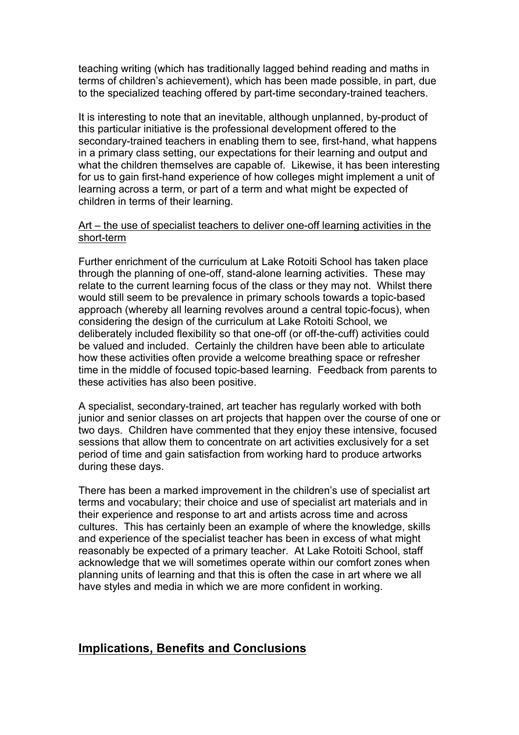teaching writing (which has traditionally lagged behind reading and maths in terms of children's achievement), which has been made possible, in part, due to the specialized teaching offered by part-time secondary-trained teachers.

It is interesting to note that an inevitable, although unplanned, by-product of this particular initiative is the professional development offered to the secondary-trained teachers in enabling them to see, first-hand, what happens in a primary class setting, our expectations for their learning and output and what the children themselves are capable of. Likewise, it has been interesting for us to gain first-hand experience of how colleges might implement a unit of learning across a term, or part of a term and what might be expected of children in terms of their learning.

<u>Art – the use of specialist teachers to deliver one-off learning activities in the short-term</u>

Further enrichment of the curriculum at Lake Rotoiti School has taken place through the planning of one-off, stand-alone learning activities. These may relate to the current learning focus of the class or they may not. Whilst there would still seem to be prevalence in primary schools towards a topic-based approach (whereby all learning revolves around a central topic-focus), when considering the design of the curriculum at Lake Rotoiti School, we deliberately included flexibility so that one-off (or off-the-cuff) activities could be valued and included. Certainly the children have been able to articulate how these activities often provide a welcome breathing space or refresher time in the middle of focused topic-based learning. Feedback from parents to these activities has also been positive.

A specialist, secondary-trained, art teacher has regularly worked with both junior and senior classes on art projects that happen over the course of one or two days. Children have commented that they enjoy these intensive, focused sessions that allow them to concentrate on art activities exclusively for a set period of time and gain satisfaction from working hard to produce artworks during these days.

There has been a marked improvement in the children's use of specialist art terms and vocabulary; their choice and use of specialist art materials and in their experience and response to art and artists across time and across cultures. This has certainly been an example of where the knowledge, skills and experience of the specialist teacher has been in excess of what might reasonably be expected of a primary teacher. At Lake Rotoiti School, staff acknowledge that we will sometimes operate within our comfort zones when planning units of learning and that this is often the case in art where we all have styles and media in which we are more confident in working.

## Implications, Benefits and Conclusions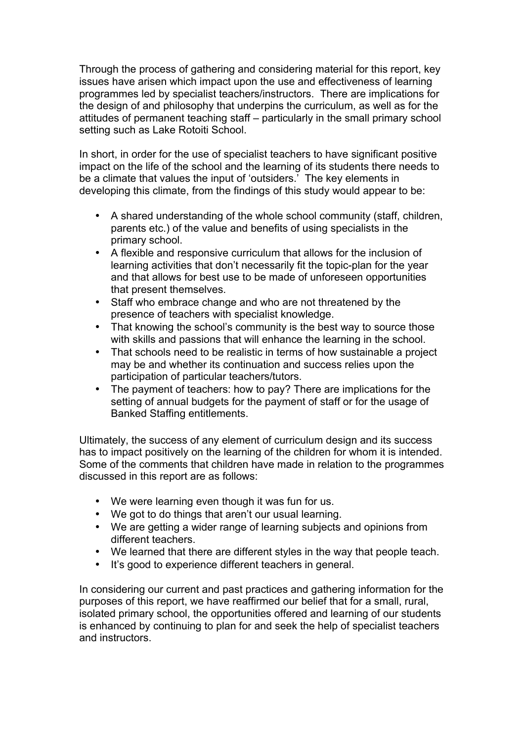Through the process of gathering and considering material for this report, key issues have arisen which impact upon the use and effectiveness of learning programmes led by specialist teachers/instructors. There are implications for the design of and philosophy that underpins the curriculum, as well as for the attitudes of permanent teaching staff – particularly in the small primary school setting such as Lake Rotoiti School.

In short, in order for the use of specialist teachers to have significant positive impact on the life of the school and the learning of its students there needs to be a climate that values the input of 'outsiders.' The key elements in developing this climate, from the findings of this study would appear to be:

- A shared understanding of the whole school community (staff, children, parents etc.) of the value and benefits of using specialists in the primary school.
- A flexible and responsive curriculum that allows for the inclusion of learning activities that don't necessarily fit the topic-plan for the year and that allows for best use to be made of unforeseen opportunities that present themselves.
- Staff who embrace change and who are not threatened by the presence of teachers with specialist knowledge.
- That knowing the school's community is the best way to source those with skills and passions that will enhance the learning in the school.
- That schools need to be realistic in terms of how sustainable a project may be and whether its continuation and success relies upon the participation of particular teachers/tutors.
- The payment of teachers: how to pay? There are implications for the setting of annual budgets for the payment of staff or for the usage of Banked Staffing entitlements.

Ultimately, the success of any element of curriculum design and its success has to impact positively on the learning of the children for whom it is intended. Some of the comments that children have made in relation to the programmes discussed in this report are as follows:

- We were learning even though it was fun for us.
- We got to do things that aren't our usual learning.
- We are getting a wider range of learning subjects and opinions from different teachers.
- We learned that there are different styles in the way that people teach.
- It's good to experience different teachers in general.

In considering our current and past practices and gathering information for the purposes of this report, we have reaffirmed our belief that for a small, rural, isolated primary school, the opportunities offered and learning of our students is enhanced by continuing to plan for and seek the help of specialist teachers and instructors.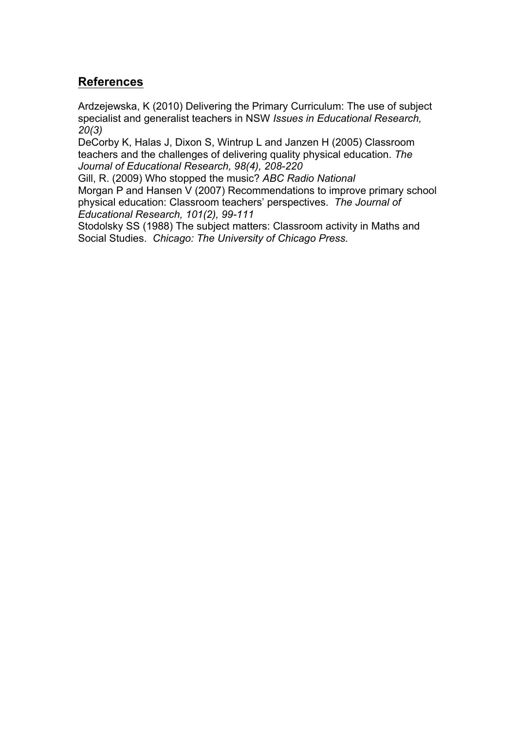## **References**

Ardzejewska, K (2010) Delivering the Primary Curriculum: The use of subject specialist and generalist teachers in NSW *Issues in Educational Research, 20(3)*

DeCorby K, Halas J, Dixon S, Wintrup L and Janzen H (2005) Classroom teachers and the challenges of delivering quality physical education. *The Journal of Educational Research, 98(4), 208-220*

Gill, R. (2009) Who stopped the music? *ABC Radio National*

Morgan P and Hansen V (2007) Recommendations to improve primary school physical education: Classroom teachers' perspectives. *The Journal of Educational Research, 101(2), 99-111*

Stodolsky SS (1988) The subject matters: Classroom activity in Maths and Social Studies. *Chicago: The University of Chicago Press.*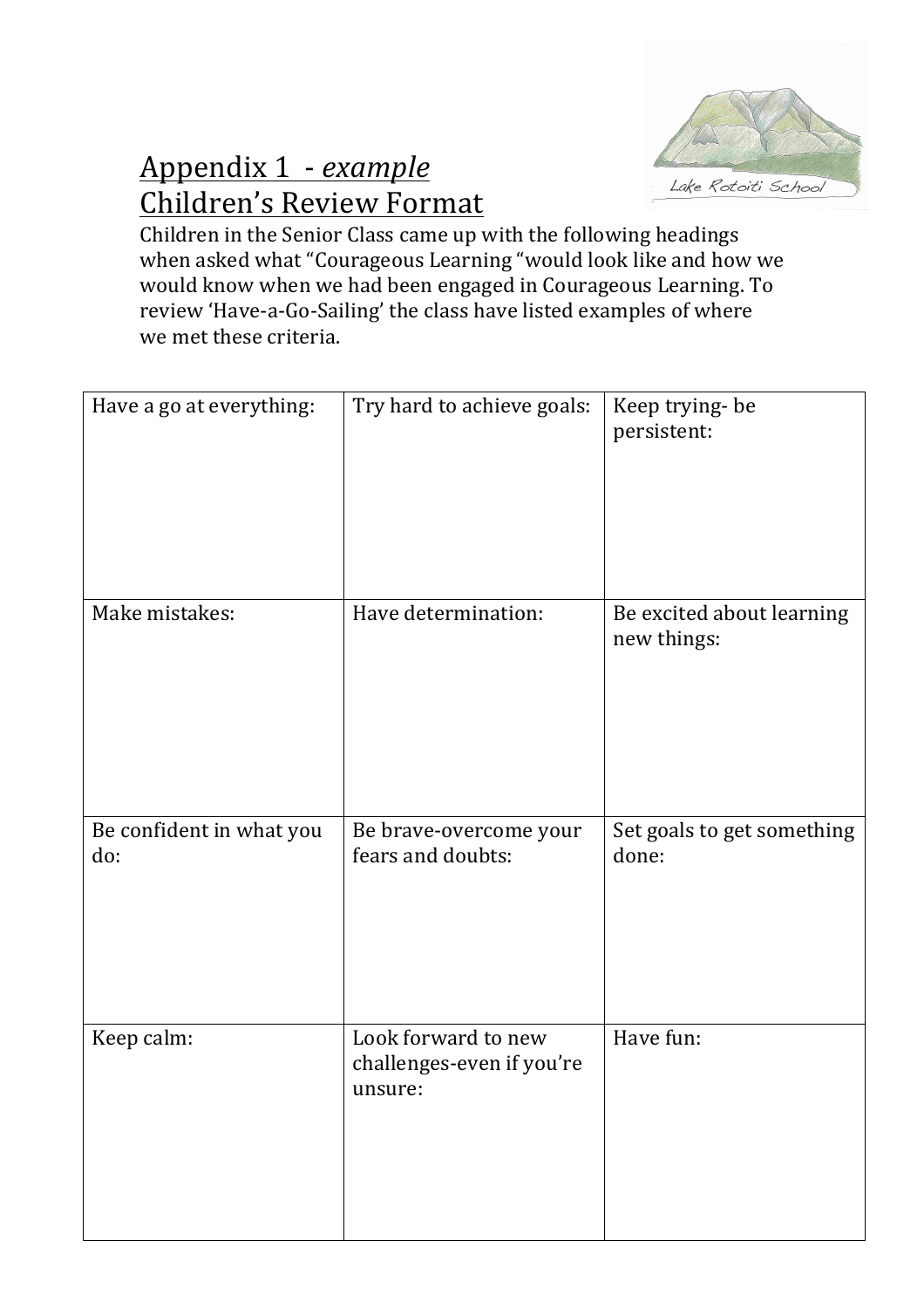# Appendix 1 - *example*
# Children's Review Format

Lake Rotoiti School

Children in the Senior Class came up with the following headings when asked what "Courageous Learning "would look like and how we would know when we had been engaged in Courageous Learning. To review 'Have-a-Go-Sailing' the class have listed examples of where we met these criteria.

| | | |
|---|---|---|
| Have a go at everything: | Try hard to achieve goals: | Keep trying- be persistent: |
| Make mistakes: | Have determination: | Be excited about learning new things: |
| Be confident in what you do: | Be brave-overcome your fears and doubts: | Set goals to get something done: |
| Keep calm: | Look forward to new challenges-even if you're unsure: | Have fun: |